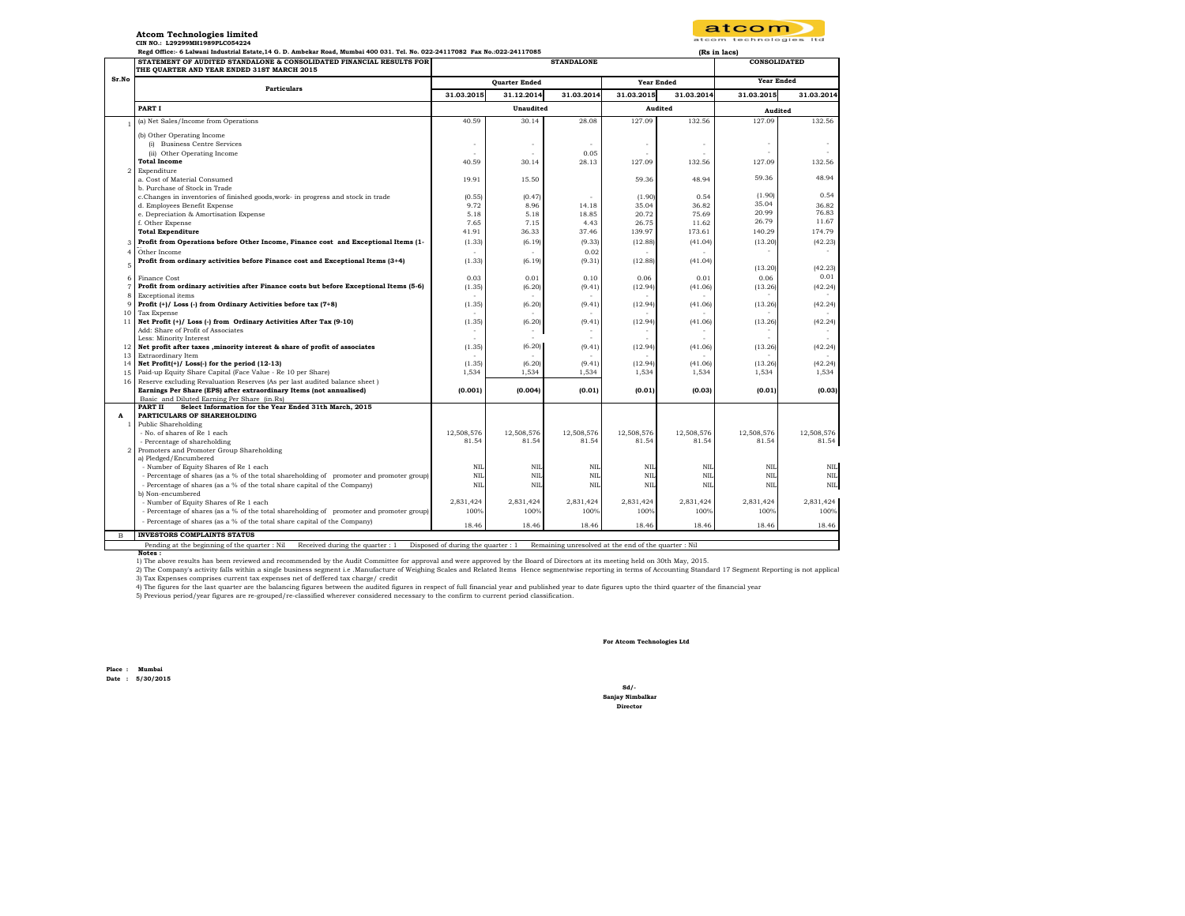**Atcom Technologies limited**
**CIN NO.: L29299MH1989PLC054224**
**Regd Office:- 6 Lalwani Industrial Estate,14 G. D. Ambekar Road, Mumbai 400 031. Tel. No. 022-24117082 Fax No.:022-24117085**

**(Rs in lacs)**

| Sr.No | Particulars | STANDALONE | | | | | CONSOLIDATED | |
|---|---|---|---|---|---|---|---|---|
| | **STATEMENT OF AUDITED STANDALONE & CONSOLIDATED FINANCIAL RESULTS FOR THE QUARTER AND YEAR ENDED 31ST MARCH 2015** | Quarter Ended | | | Year Ended | | Year Ended | |
| | | 31.03.2015 | 31.12.2014 | 31.03.2014 | 31.03.2015 | 31.03.2014 | 31.03.2015 | 31.03.2014 |
| | **PART I** | Unaudited | | | Audited | | Audited | |
| 1 | (a) Net Sales/Income from Operations | 40.59 | 30.14 | 28.08 | 127.09 | 132.56 | 127.09 | 132.56 |
| | (b) Other Operating Income | | | | | | | |
| | (i) Business Centre Services | - | - | - | - | - | - | - |
| | (ii) Other Operating Income | - | - | 0.05 | - | - | - | - |
| | **Total Income** | 40.59 | 30.14 | 28.13 | 127.09 | 132.56 | 127.09 | 132.56 |
| 2 | Expenditure | | | | | | | |
| | a. Cost of Material Consumed | 19.91 | 15.50 | | 59.36 | 48.94 | 59.36 | 48.94 |
| | b. Purchase of Stock in Trade | | | | | | | |
| | c.Changes in inventories of finished goods,work- in progress and stock in trade | (0.55) | (0.47) | - | (1.90) | 0.54 | (1.90) | 0.54 |
| | d. Employees Benefit Expense | 9.72 | 8.96 | 14.18 | 35.04 | 36.82 | 35.04 | 36.82 |
| | e. Depreciation & Amortisation Expense | 5.18 | 5.18 | 18.85 | 20.72 | 75.69 | 20.99 | 76.83 |
| | f. Other Expense | 7.65 | 7.15 | 4.43 | 26.75 | 11.62 | 26.79 | 11.67 |
| | **Total Expenditure** | 41.91 | 36.33 | 37.46 | 139.97 | 173.61 | 140.29 | 174.79 |
| 3 | **Profit from Operations before Other Income, Finance cost and Exceptional Items (1-** | (1.33) | (6.19) | (9.33) | (12.88) | (41.04) | (13.20) | (42.23) |
| 4 | Other Income | - | - | 0.02 | - | - | - | - |
| 5 | **Profit from ordinary activities before Finance cost and Exceptional Items (3+4)** | (1.33) | (6.19) | (9.31) | (12.88) | (41.04) | (13.20) | (42.23) |
| 6 | Finance Cost | 0.03 | 0.01 | 0.10 | 0.06 | 0.01 | 0.06 | 0.01 |
| 7 | **Profit from ordinary activities after Finance costs but before Exceptional Items (5-6)** | (1.35) | (6.20) | (9.41) | (12.94) | (41.06) | (13.26) | (42.24) |
| 8 | Exceptional items | - | - | - | - | - | - | - |
| 9 | **Profit (+)/ Loss (-) from Ordinary Activities before tax (7+8)** | (1.35) | (6.20) | (9.41) | (12.94) | (41.06) | (13.26) | (42.24) |
| 10 | Tax Expense | - | - | - | - | - | - | - |
| 11 | **Net Profit (+)/ Loss (-) from Ordinary Activities After Tax (9-10)** | (1.35) | (6.20) | (9.41) | (12.94) | (41.06) | (13.26) | (42.24) |
| | Add: Share of Profit of Associates | - | - | - | - | - | - | - |
| | Less: Minority Interest | - | - | - | - | - | - | - |
| 12 | **Net profit after taxes ,minority interest & share of profit of associates** | (1.35) | (6.20) | (9.41) | (12.94) | (41.06) | (13.26) | (42.24) |
| 13 | Extraordinary Item | - | - | - | - | - | - | - |
| 14 | **Net Profit(+)/ Loss(-) for the period (12-13)** | (1.35) | (6.20) | (9.41) | (12.94) | (41.06) | (13.26) | (42.24) |
| 15 | Paid-up Equity Share Capital (Face Value - Re 10 per Share) | 1,534 | 1,534 | 1,534 | 1,534 | 1,534 | 1,534 | 1,534 |
| 16 | Reserve excluding Revaluation Reserves (As per last audited balance sheet ) | | | | | | | |
| | **Earnings Per Share (EPS) after extraordinary Items (not annualised)** Basic and Diluted Earning Per Share (in.Rs) | **(0.001)** | **(0.004)** | **(0.01)** | **(0.01)** | **(0.03)** | **(0.01)** | **(0.03)** |
| | **PART II Select Information for the Year Ended 31th March, 2015** | | | | | | | |
| **A** | **PARTICULARS OF SHAREHOLDING** | | | | | | | |
| 1 | Public Shareholding | | | | | | | |
| | - No. of shares of Re 1 each | 12,508,576 | 12,508,576 | 12,508,576 | 12,508,576 | 12,508,576 | 12,508,576 | 12,508,576 |
| | - Percentage of shareholding | 81.54 | 81.54 | 81.54 | 81.54 | 81.54 | 81.54 | 81.54 |
| 2 | Promoters and Promoter Group Shareholding | | | | | | | |
| | a) Pledged/Encumbered | | | | | | | |
| | - Number of Equity Shares of Re 1 each | NIL | NIL | NIL | NIL | NIL | NIL | NIL |
| | - Percentage of shares (as a % of the total shareholding of promoter and promoter group) | NIL | NIL | NIL | NIL | NIL | NIL | NIL |
| | - Percentage of shares (as a % of the total share capital of the Company) | NIL | NIL | NIL | NIL | NIL | NIL | NIL |
| | b) Non-encumbered | | | | | | | |
| | - Number of Equity Shares of Re 1 each | 2,831,424 | 2,831,424 | 2,831,424 | 2,831,424 | 2,831,424 | 2,831,424 | 2,831,424 |
| | - Percentage of shares (as a % of the total shareholding of promoter and promoter group) | 100% | 100% | 100% | 100% | 100% | 100% | 100% |
| | - Percentage of shares (as a % of the total share capital of the Company) | 18.46 | 18.46 | 18.46 | 18.46 | 18.46 | 18.46 | 18.46 |
| B | **INVESTORS COMPLAINTS STATUS** | | | | | | | |
| | Pending at the beginning of the quarter : Nil Received during the quarter : 1 Disposed of during the quarter : 1 Remaining unresolved at the end of the quarter : Nil | | | | | | | |

**Notes :**

1) The above results has been reviewed and recommended by the Audit Committee for approval and were approved by the Board of Directors at its meeting held on 30th May, 2015.

2) The Company's activity falls within a single business segment i.e .Manufacture of Weighing Scales and Related Items Hence segmentwise reporting in terms of Accounting Standard 17 Segment Reporting is not applical

3) Tax Expenses comprises current tax expenses net of deffered tax charge/ credit

4) The figures for the last quarter are the balancing figures between the audited figures in respect of full financial year and published year to date figures upto the third quarter of the financial year

5) Previous period/year figures are re-grouped/re-classified wherever considered necessary to the confirm to current period classification.

**For Atcom Technologies Ltd**

**Place : Mumbai**
**Date : 5/30/2015**

**Sd/-**
**Sanjay Nimbalkar**
**Director**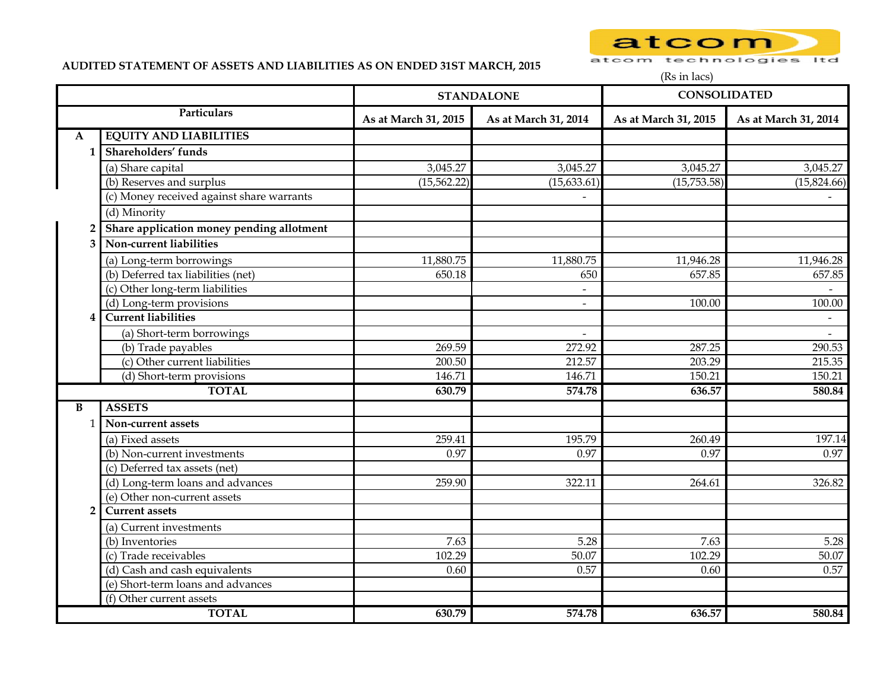atcom

atcom technologies ltd

**AUDITED STATEMENT OF ASSETS AND LIABILITIES AS ON ENDED 31ST MARCH, 2015**

(Rs in lacs)

| | | STANDALONE | | CONSOLIDATED | |
|---|---|---|---|---|---|
| | **Particulars** | **As at March 31, 2015** | **As at March 31, 2014** | **As at March 31, 2015** | **As at March 31, 2014** |
| **A** | **EQUITY AND LIABILITIES** | | | | |
| **1** | **Shareholders' funds** | | | | |
| | (a) Share capital | 3,045.27 | 3,045.27 | 3,045.27 | 3,045.27 |
| | (b) Reserves and surplus | (15,562.22) | (15,633.61) | (15,753.58) | (15,824.66) |
| | (c) Money received against share warrants | | - | | - |
| | (d) Minority | | | | |
| **2** | **Share application money pending allotment** | | | | |
| **3** | **Non-current liabilities** | | | | |
| | (a) Long-term borrowings | 11,880.75 | 11,880.75 | 11,946.28 | 11,946.28 |
| | (b) Deferred tax liabilities (net) | 650.18 | 650 | 657.85 | 657.85 |
| | (c) Other long-term liabilities | | - | | - |
| | (d) Long-term provisions | | - | 100.00 | 100.00 |
| **4** | **Current liabilities** | | | | - |
| | (a) Short-term borrowings | | - | | - |
| | (b) Trade payables | 269.59 | 272.92 | 287.25 | 290.53 |
| | (c) Other current liabilities | 200.50 | 212.57 | 203.29 | 215.35 |
| | (d) Short-term provisions | 146.71 | 146.71 | 150.21 | 150.21 |
| | **TOTAL** | **630.79** | **574.78** | **636.57** | **580.84** |
| **B** | **ASSETS** | | | | |
| 1 | **Non-current assets** | | | | |
| | (a) Fixed assets | 259.41 | 195.79 | 260.49 | 197.14 |
| | (b) Non-current investments | 0.97 | 0.97 | 0.97 | 0.97 |
| | (c) Deferred tax assets (net) | | | | |
| | (d) Long-term loans and advances | 259.90 | 322.11 | 264.61 | 326.82 |
| | (e) Other non-current assets | | | | |
| **2** | **Current assets** | | | | |
| | (a) Current investments | | | | |
| | (b) Inventories | 7.63 | 5.28 | 7.63 | 5.28 |
| | (c) Trade receivables | 102.29 | 50.07 | 102.29 | 50.07 |
| | (d) Cash and cash equivalents | 0.60 | 0.57 | 0.60 | 0.57 |
| | (e) Short-term loans and advances | | | | |
| | (f) Other current assets | | | | |
| | **TOTAL** | **630.79** | **574.78** | **636.57** | **580.84** |